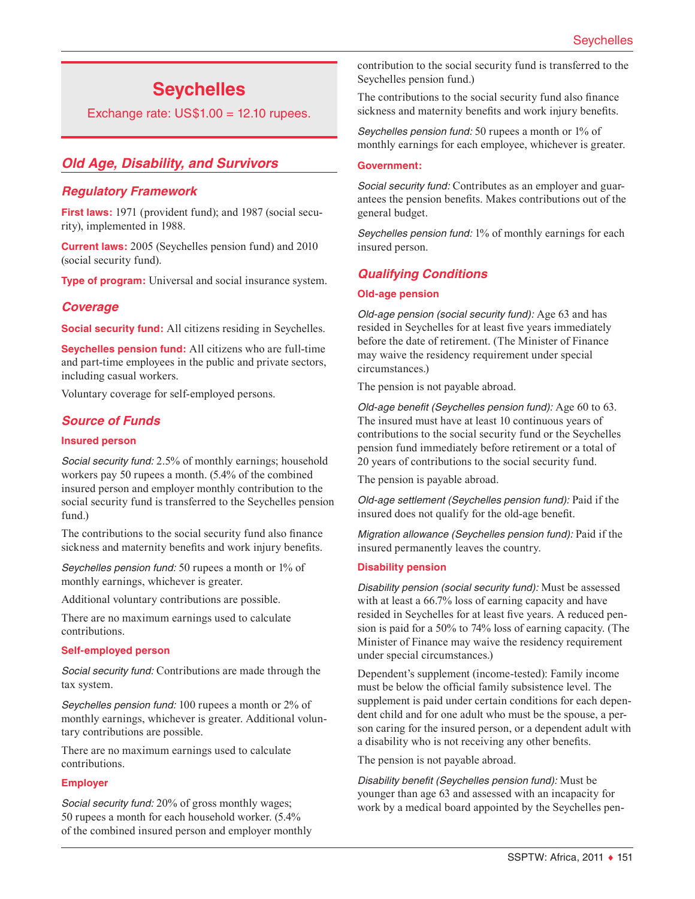# Seychelles

Exchange rate: US$1.00 = 12.10 rupees.

## Old Age, Disability, and Survivors

### Regulatory Framework

**First laws:** 1971 (provident fund); and 1987 (social security), implemented in 1988.

**Current laws:** 2005 (Seychelles pension fund) and 2010 (social security fund).

**Type of program:** Universal and social insurance system.

### Coverage

**Social security fund:** All citizens residing in Seychelles.

**Seychelles pension fund:** All citizens who are full-time and part-time employees in the public and private sectors, including casual workers.

Voluntary coverage for self-employed persons.

### Source of Funds

#### Insured person

*Social security fund:* 2.5% of monthly earnings; household workers pay 50 rupees a month. (5.4% of the combined insured person and employer monthly contribution to the social security fund is transferred to the Seychelles pension fund.)

The contributions to the social security fund also finance sickness and maternity benefits and work injury benefits.

*Seychelles pension fund:* 50 rupees a month or 1% of monthly earnings, whichever is greater.

Additional voluntary contributions are possible.

There are no maximum earnings used to calculate contributions.

#### Self-employed person

*Social security fund:* Contributions are made through the tax system.

*Seychelles pension fund:* 100 rupees a month or 2% of monthly earnings, whichever is greater. Additional voluntary contributions are possible.

There are no maximum earnings used to calculate contributions.

#### Employer

*Social security fund:* 20% of gross monthly wages; 50 rupees a month for each household worker. (5.4% of the combined insured person and employer monthly contribution to the social security fund is transferred to the Seychelles pension fund.)

The contributions to the social security fund also finance sickness and maternity benefits and work injury benefits.

*Seychelles pension fund:* 50 rupees a month or 1% of monthly earnings for each employee, whichever is greater.

#### Government:

*Social security fund:* Contributes as an employer and guarantees the pension benefits. Makes contributions out of the general budget.

*Seychelles pension fund:* 1% of monthly earnings for each insured person.

### Qualifying Conditions

#### Old-age pension

*Old-age pension (social security fund):* Age 63 and has resided in Seychelles for at least five years immediately before the date of retirement. (The Minister of Finance may waive the residency requirement under special circumstances.)

The pension is not payable abroad.

*Old-age benefit (Seychelles pension fund):* Age 60 to 63. The insured must have at least 10 continuous years of contributions to the social security fund or the Seychelles pension fund immediately before retirement or a total of 20 years of contributions to the social security fund.

The pension is payable abroad.

*Old-age settlement (Seychelles pension fund):* Paid if the insured does not qualify for the old-age benefit.

*Migration allowance (Seychelles pension fund):* Paid if the insured permanently leaves the country.

#### Disability pension

*Disability pension (social security fund):* Must be assessed with at least a 66.7% loss of earning capacity and have resided in Seychelles for at least five years. A reduced pension is paid for a 50% to 74% loss of earning capacity. (The Minister of Finance may waive the residency requirement under special circumstances.)

Dependent's supplement (income-tested): Family income must be below the official family subsistence level. The supplement is paid under certain conditions for each dependent child and for one adult who must be the spouse, a person caring for the insured person, or a dependent adult with a disability who is not receiving any other benefits.

The pension is not payable abroad.

*Disability benefit (Seychelles pension fund):* Must be younger than age 63 and assessed with an incapacity for work by a medical board appointed by the Seychelles pen-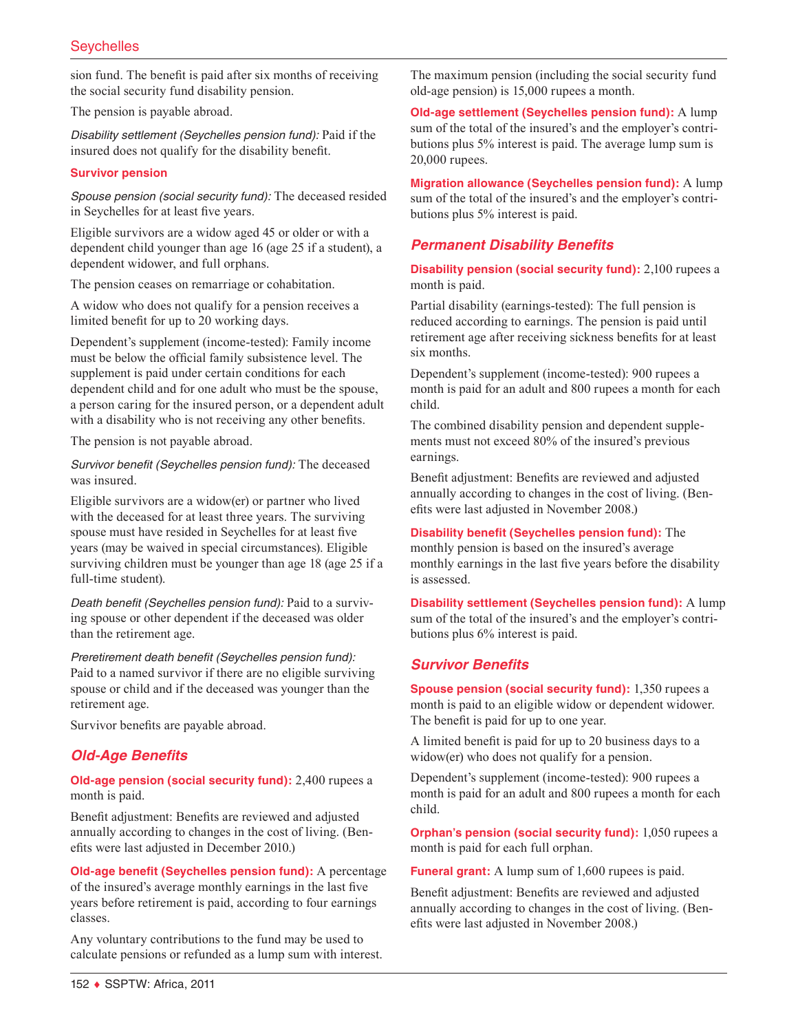sion fund. The benefit is paid after six months of receiving the social security fund disability pension.

The pension is payable abroad.

*Disability settlement (Seychelles pension fund):* Paid if the insured does not qualify for the disability benefit.

**Survivor pension**

*Spouse pension (social security fund):* The deceased resided in Seychelles for at least five years.

Eligible survivors are a widow aged 45 or older or with a dependent child younger than age 16 (age 25 if a student), a dependent widower, and full orphans.

The pension ceases on remarriage or cohabitation.

A widow who does not qualify for a pension receives a limited benefit for up to 20 working days.

Dependent's supplement (income-tested): Family income must be below the official family subsistence level. The supplement is paid under certain conditions for each dependent child and for one adult who must be the spouse, a person caring for the insured person, or a dependent adult with a disability who is not receiving any other benefits.

The pension is not payable abroad.

*Survivor benefit (Seychelles pension fund):* The deceased was insured.

Eligible survivors are a widow(er) or partner who lived with the deceased for at least three years. The surviving spouse must have resided in Seychelles for at least five years (may be waived in special circumstances). Eligible surviving children must be younger than age 18 (age 25 if a full-time student).

*Death benefit (Seychelles pension fund):* Paid to a surviving spouse or other dependent if the deceased was older than the retirement age.

*Preretirement death benefit (Seychelles pension fund):* Paid to a named survivor if there are no eligible surviving spouse or child and if the deceased was younger than the retirement age.

Survivor benefits are payable abroad.

## Old-Age Benefits

**Old-age pension (social security fund):** 2,400 rupees a month is paid.

Benefit adjustment: Benefits are reviewed and adjusted annually according to changes in the cost of living. (Benefits were last adjusted in December 2010.)

**Old-age benefit (Seychelles pension fund):** A percentage of the insured's average monthly earnings in the last five years before retirement is paid, according to four earnings classes.

Any voluntary contributions to the fund may be used to calculate pensions or refunded as a lump sum with interest.

The maximum pension (including the social security fund old-age pension) is 15,000 rupees a month.

**Old-age settlement (Seychelles pension fund):** A lump sum of the total of the insured's and the employer's contributions plus 5% interest is paid. The average lump sum is 20,000 rupees.

**Migration allowance (Seychelles pension fund):** A lump sum of the total of the insured's and the employer's contributions plus 5% interest is paid.

## Permanent Disability Benefits

**Disability pension (social security fund):** 2,100 rupees a month is paid.

Partial disability (earnings-tested): The full pension is reduced according to earnings. The pension is paid until retirement age after receiving sickness benefits for at least six months.

Dependent's supplement (income-tested): 900 rupees a month is paid for an adult and 800 rupees a month for each child.

The combined disability pension and dependent supplements must not exceed 80% of the insured's previous earnings.

Benefit adjustment: Benefits are reviewed and adjusted annually according to changes in the cost of living. (Benefits were last adjusted in November 2008.)

**Disability benefit (Seychelles pension fund):** The monthly pension is based on the insured's average monthly earnings in the last five years before the disability is assessed.

**Disability settlement (Seychelles pension fund):** A lump sum of the total of the insured's and the employer's contributions plus 6% interest is paid.

## Survivor Benefits

**Spouse pension (social security fund):** 1,350 rupees a month is paid to an eligible widow or dependent widower. The benefit is paid for up to one year.

A limited benefit is paid for up to 20 business days to a widow(er) who does not qualify for a pension.

Dependent's supplement (income-tested): 900 rupees a month is paid for an adult and 800 rupees a month for each child.

**Orphan's pension (social security fund):** 1,050 rupees a month is paid for each full orphan.

**Funeral grant:** A lump sum of 1,600 rupees is paid.

Benefit adjustment: Benefits are reviewed and adjusted annually according to changes in the cost of living. (Benefits were last adjusted in November 2008.)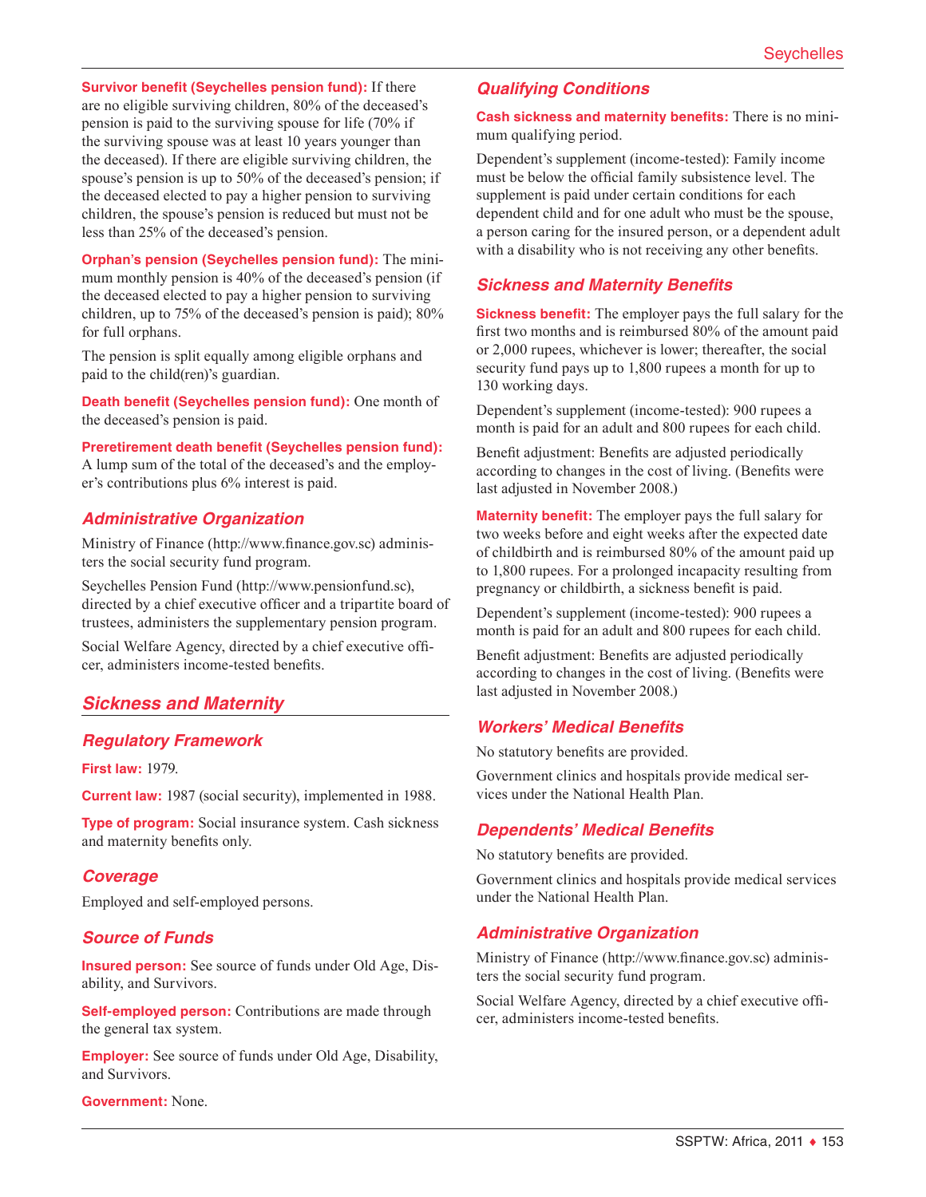**Survivor benefit (Seychelles pension fund):** If there are no eligible surviving children, 80% of the deceased's pension is paid to the surviving spouse for life (70% if the surviving spouse was at least 10 years younger than the deceased). If there are eligible surviving children, the spouse's pension is up to 50% of the deceased's pension; if the deceased elected to pay a higher pension to surviving children, the spouse's pension is reduced but must not be less than 25% of the deceased's pension.

**Orphan's pension (Seychelles pension fund):** The minimum monthly pension is 40% of the deceased's pension (if the deceased elected to pay a higher pension to surviving children, up to 75% of the deceased's pension is paid); 80% for full orphans.

The pension is split equally among eligible orphans and paid to the child(ren)'s guardian.

**Death benefit (Seychelles pension fund):** One month of the deceased's pension is paid.

**Preretirement death benefit (Seychelles pension fund):** A lump sum of the total of the deceased's and the employer's contributions plus 6% interest is paid.

### Administrative Organization

Ministry of Finance (http://www.finance.gov.sc) administers the social security fund program.

Seychelles Pension Fund (http://www.pensionfund.sc), directed by a chief executive officer and a tripartite board of trustees, administers the supplementary pension program.

Social Welfare Agency, directed by a chief executive officer, administers income-tested benefits.

## Sickness and Maternity

### Regulatory Framework

**First law:** 1979.

**Current law:** 1987 (social security), implemented in 1988.

**Type of program:** Social insurance system. Cash sickness and maternity benefits only.

### Coverage

Employed and self-employed persons.

### Source of Funds

**Insured person:** See source of funds under Old Age, Disability, and Survivors.

**Self-employed person:** Contributions are made through the general tax system.

**Employer:** See source of funds under Old Age, Disability, and Survivors.

**Government:** None.

### Qualifying Conditions

**Cash sickness and maternity benefits:** There is no minimum qualifying period.

Dependent's supplement (income-tested): Family income must be below the official family subsistence level. The supplement is paid under certain conditions for each dependent child and for one adult who must be the spouse, a person caring for the insured person, or a dependent adult with a disability who is not receiving any other benefits.

### Sickness and Maternity Benefits

**Sickness benefit:** The employer pays the full salary for the first two months and is reimbursed 80% of the amount paid or 2,000 rupees, whichever is lower; thereafter, the social security fund pays up to 1,800 rupees a month for up to 130 working days.

Dependent's supplement (income-tested): 900 rupees a month is paid for an adult and 800 rupees for each child.

Benefit adjustment: Benefits are adjusted periodically according to changes in the cost of living. (Benefits were last adjusted in November 2008.)

**Maternity benefit:** The employer pays the full salary for two weeks before and eight weeks after the expected date of childbirth and is reimbursed 80% of the amount paid up to 1,800 rupees. For a prolonged incapacity resulting from pregnancy or childbirth, a sickness benefit is paid.

Dependent's supplement (income-tested): 900 rupees a month is paid for an adult and 800 rupees for each child.

Benefit adjustment: Benefits are adjusted periodically according to changes in the cost of living. (Benefits were last adjusted in November 2008.)

### Workers' Medical Benefits

No statutory benefits are provided.

Government clinics and hospitals provide medical services under the National Health Plan.

### Dependents' Medical Benefits

No statutory benefits are provided.

Government clinics and hospitals provide medical services under the National Health Plan.

### Administrative Organization

Ministry of Finance (http://www.finance.gov.sc) administers the social security fund program.

Social Welfare Agency, directed by a chief executive officer, administers income-tested benefits.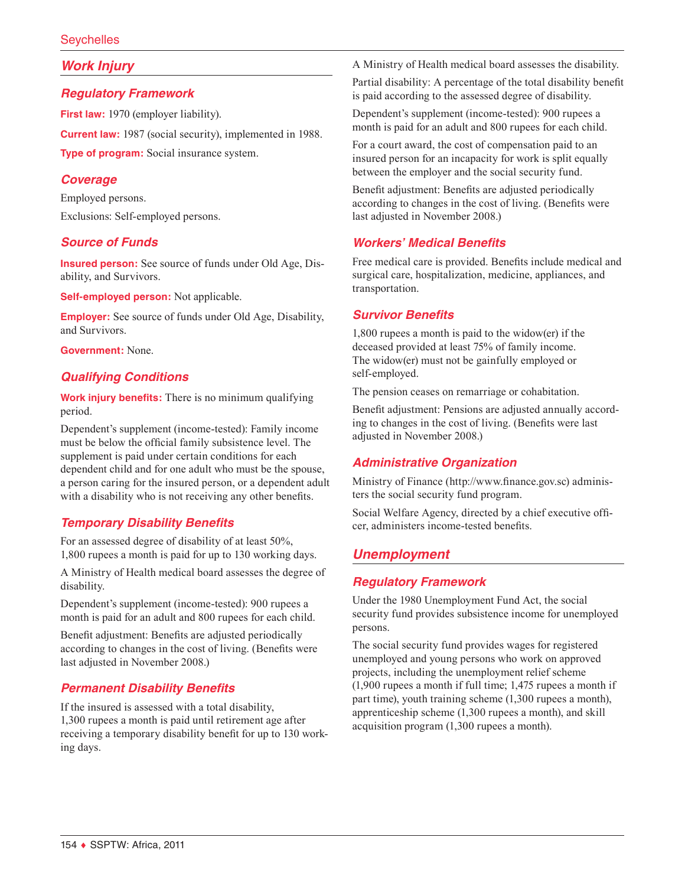## Work Injury

### Regulatory Framework

**First law:** 1970 (employer liability).

**Current law:** 1987 (social security), implemented in 1988.

**Type of program:** Social insurance system.

### Coverage

Employed persons.

Exclusions: Self-employed persons.

### Source of Funds

**Insured person:** See source of funds under Old Age, Disability, and Survivors.

**Self-employed person:** Not applicable.

**Employer:** See source of funds under Old Age, Disability, and Survivors.

**Government:** None.

### Qualifying Conditions

**Work injury benefits:** There is no minimum qualifying period.

Dependent's supplement (income-tested): Family income must be below the official family subsistence level. The supplement is paid under certain conditions for each dependent child and for one adult who must be the spouse, a person caring for the insured person, or a dependent adult with a disability who is not receiving any other benefits.

### Temporary Disability Benefits

For an assessed degree of disability of at least 50%, 1,800 rupees a month is paid for up to 130 working days.

A Ministry of Health medical board assesses the degree of disability.

Dependent's supplement (income-tested): 900 rupees a month is paid for an adult and 800 rupees for each child.

Benefit adjustment: Benefits are adjusted periodically according to changes in the cost of living. (Benefits were last adjusted in November 2008.)

### Permanent Disability Benefits

If the insured is assessed with a total disability, 1,300 rupees a month is paid until retirement age after receiving a temporary disability benefit for up to 130 working days.

A Ministry of Health medical board assesses the disability.

Partial disability: A percentage of the total disability benefit is paid according to the assessed degree of disability.

Dependent's supplement (income-tested): 900 rupees a month is paid for an adult and 800 rupees for each child.

For a court award, the cost of compensation paid to an insured person for an incapacity for work is split equally between the employer and the social security fund.

Benefit adjustment: Benefits are adjusted periodically according to changes in the cost of living. (Benefits were last adjusted in November 2008.)

### Workers' Medical Benefits

Free medical care is provided. Benefits include medical and surgical care, hospitalization, medicine, appliances, and transportation.

### Survivor Benefits

1,800 rupees a month is paid to the widow(er) if the deceased provided at least 75% of family income. The widow(er) must not be gainfully employed or self-employed.

The pension ceases on remarriage or cohabitation.

Benefit adjustment: Pensions are adjusted annually according to changes in the cost of living. (Benefits were last adjusted in November 2008.)

### Administrative Organization

Ministry of Finance (http://www.finance.gov.sc) administers the social security fund program.

Social Welfare Agency, directed by a chief executive officer, administers income-tested benefits.

## Unemployment

### Regulatory Framework

Under the 1980 Unemployment Fund Act, the social security fund provides subsistence income for unemployed persons.

The social security fund provides wages for registered unemployed and young persons who work on approved projects, including the unemployment relief scheme (1,900 rupees a month if full time; 1,475 rupees a month if part time), youth training scheme (1,300 rupees a month), apprenticeship scheme (1,300 rupees a month), and skill acquisition program (1,300 rupees a month).